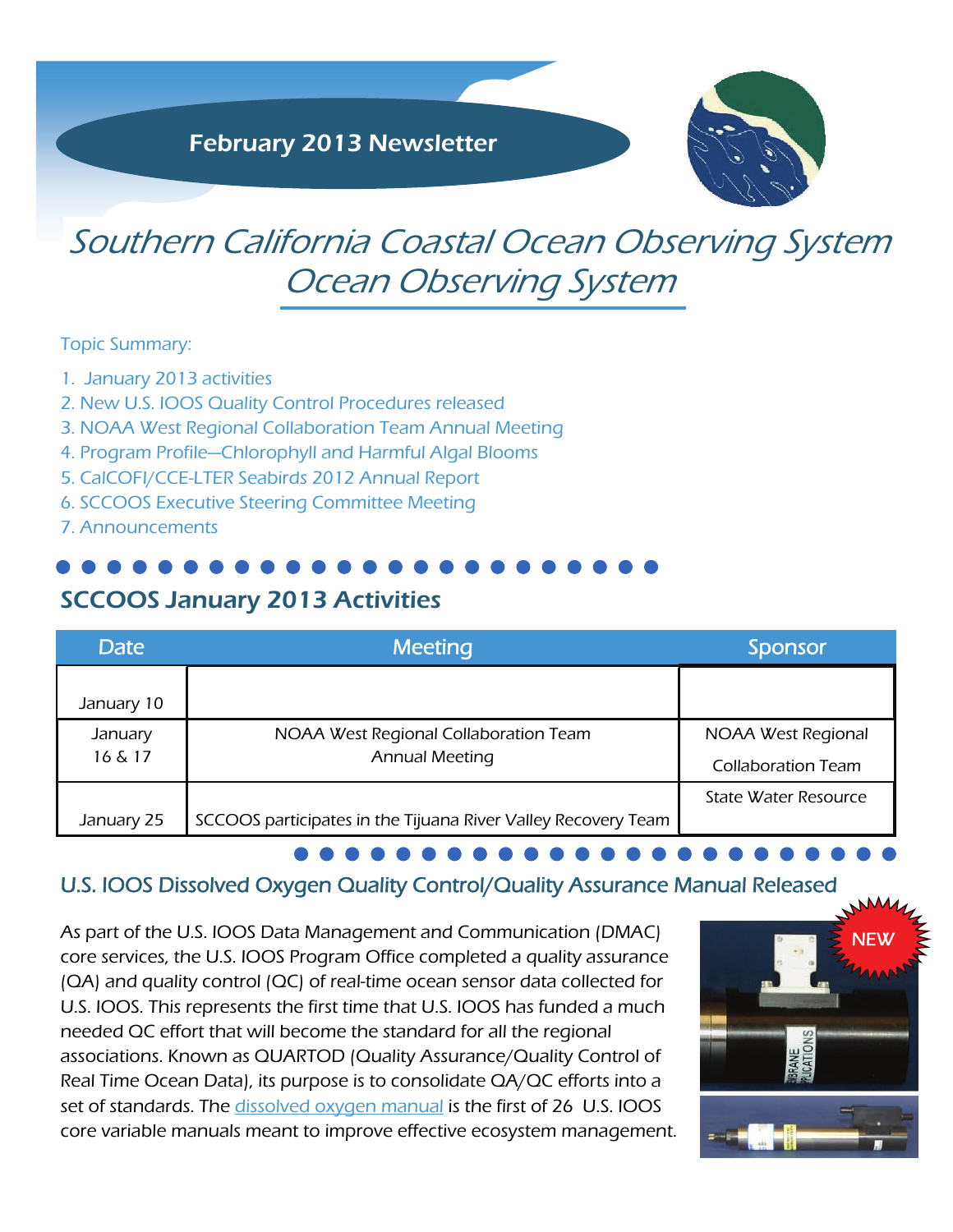February 2013 Newsletter

# Southern California Coastal Ocean Observing System Ocean Observing System

Topic Summary:

1. January 2013 activities
2. New U.S. IOOS Quality Control Procedures released
3. NOAA West Regional Collaboration Team Annual Meeting
4. Program Profile—Chlorophyll and Harmful Algal Blooms
5. CalCOFI/CCE-LTER Seabirds 2012 Annual Report
6. SCCOOS Executive Steering Committee Meeting
7. Announcements

## SCCOOS January 2013 Activities

| Date | Meeting | Sponsor |
|---|---|---|
| January 10 | | |
| January 16 & 17 | NOAA West Regional Collaboration Team Annual Meeting | NOAA West Regional Collaboration Team |
| January 25 | SCCOOS participates in the Tijuana River Valley Recovery Team | State Water Resource |

## U.S. IOOS Dissolved Oxygen Quality Control/Quality Assurance Manual Released

NEW

As part of the U.S. IOOS Data Management and Communication (DMAC) core services, the U.S. IOOS Program Office completed a quality assurance (QA) and quality control (QC) of real-time ocean sensor data collected for U.S. IOOS. This represents the first time that U.S. IOOS has funded a much needed QC effort that will become the standard for all the regional associations. Known as QUARTOD (Quality Assurance/Quality Control of Real Time Ocean Data), its purpose is to consolidate QA/QC efforts into a set of standards. The dissolved oxygen manual is the first of 26 U.S. IOOS core variable manuals meant to improve effective ecosystem management.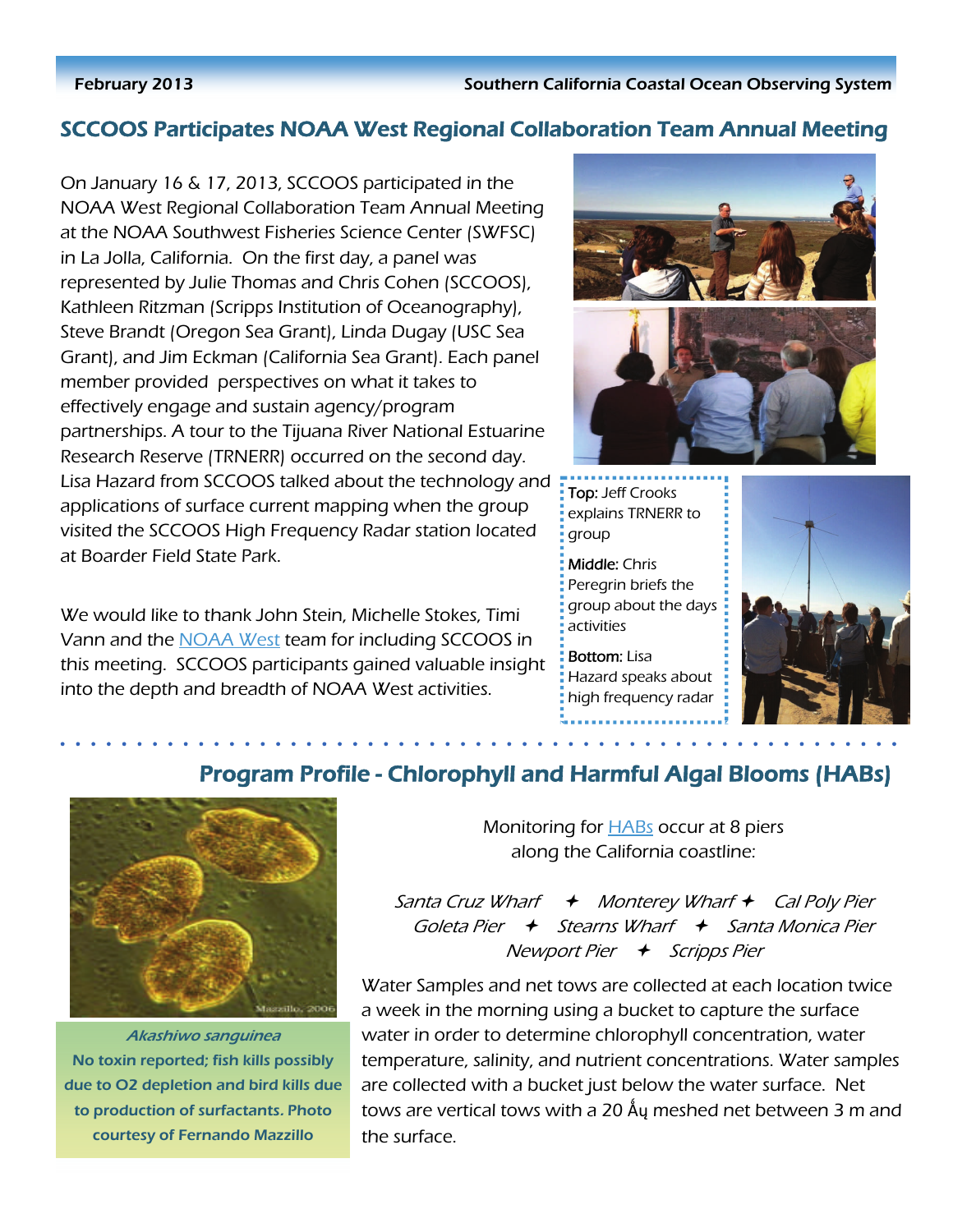## SCCOOS Participates NOAA West Regional Collaboration Team Annual Meeting

On January 16 & 17, 2013, SCCOOS participated in the NOAA West Regional Collaboration Team Annual Meeting at the NOAA Southwest Fisheries Science Center (SWFSC) in La Jolla, California. On the first day, a panel was represented by Julie Thomas and Chris Cohen (SCCOOS), Kathleen Ritzman (Scripps Institution of Oceanography), Steve Brandt (Oregon Sea Grant), Linda Dugay (USC Sea Grant), and Jim Eckman (California Sea Grant). Each panel member provided perspectives on what it takes to effectively engage and sustain agency/program partnerships. A tour to the Tijuana River National Estuarine Research Reserve (TRNERR) occurred on the second day. Lisa Hazard from SCCOOS talked about the technology and applications of surface current mapping when the group visited the SCCOOS High Frequency Radar station located at Boarder Field State Park.

We would like to thank John Stein, Michelle Stokes, Timi Vann and the NOAA West team for including SCCOOS in this meeting. SCCOOS participants gained valuable insight into the depth and breadth of NOAA West activities.

**Top:** Jeff Crooks explains TRNERR to group

**Middle:** Chris Peregrin briefs the group about the days activities

**Bottom:** Lisa Hazard speaks about high frequency radar

## Program Profile - Chlorophyll and Harmful Algal Blooms (HABs)

*Akashiwo sanguinea*
**No toxin reported; fish kills possibly due to O2 depletion and bird kills due to production of surfactants. Photo courtesy of Fernando Mazzillo**

Monitoring for HABs occur at 8 piers along the California coastline:

*Santa Cruz Wharf ✦ Monterey Wharf ✦ Cal Poly Pier*
*Goleta Pier ✦ Stearns Wharf ✦ Santa Monica Pier*
*Newport Pier ✦ Scripps Pier*

Water Samples and net tows are collected at each location twice a week in the morning using a bucket to capture the surface water in order to determine chlorophyll concentration, water temperature, salinity, and nutrient concentrations. Water samples are collected with a bucket just below the water surface. Net tows are vertical tows with a 20 Åų meshed net between 3 m and the surface.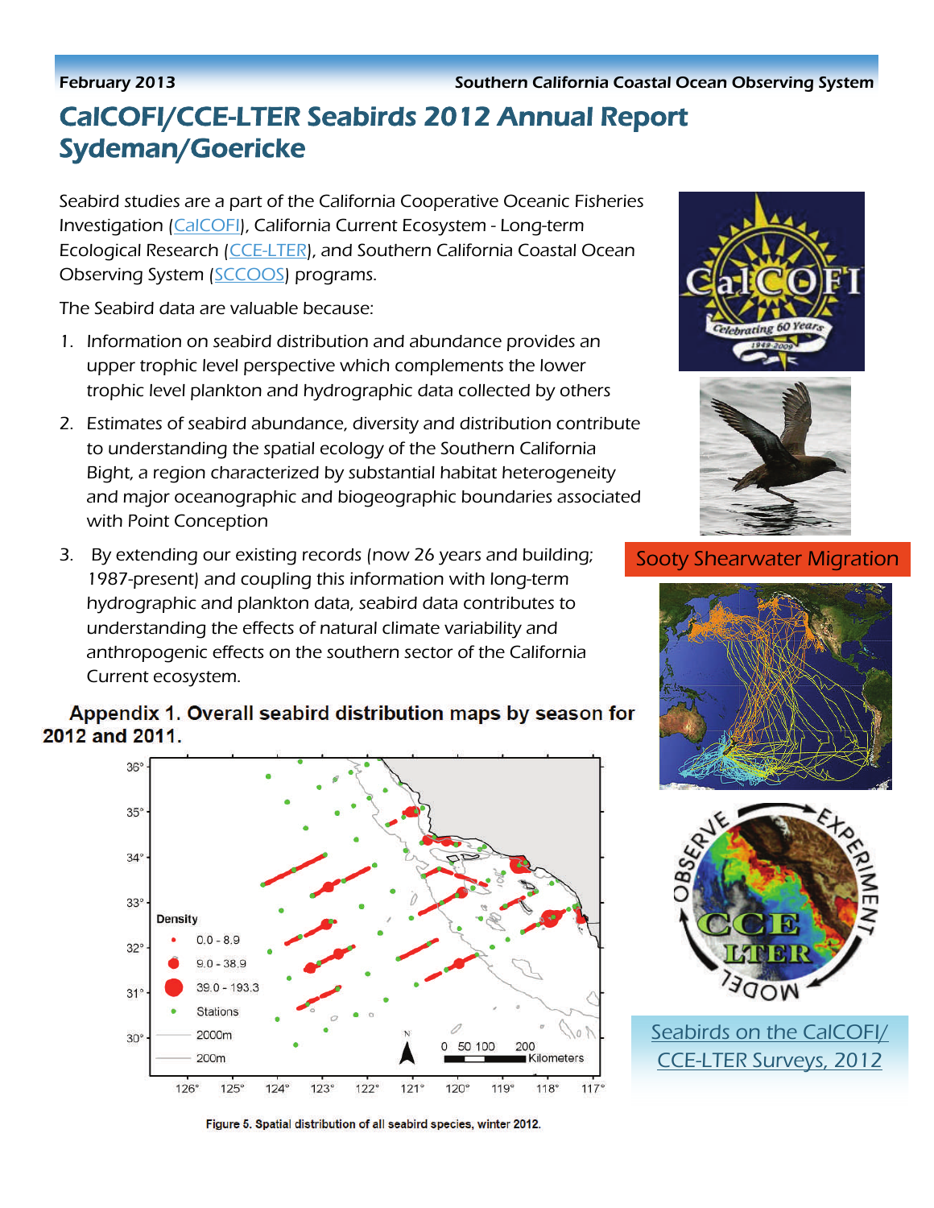# CalCOFI/CCE-LTER Seabirds 2012 Annual Report Sydeman/Goericke

Seabird studies are a part of the California Cooperative Oceanic Fisheries Investigation (CalCOFI), California Current Ecosystem - Long-term Ecological Research (CCE-LTER), and Southern California Coastal Ocean Observing System (SCCOOS) programs.

The Seabird data are valuable because:

1. Information on seabird distribution and abundance provides an upper trophic level perspective which complements the lower trophic level plankton and hydrographic data collected by others
2. Estimates of seabird abundance, diversity and distribution contribute to understanding the spatial ecology of the Southern California Bight, a region characterized by substantial habitat heterogeneity and major oceanographic and biogeographic boundaries associated with Point Conception
3. By extending our existing records (now 26 years and building; 1987-present) and coupling this information with long-term hydrographic and plankton data, seabird data contributes to understanding the effects of natural climate variability and anthropogenic effects on the southern sector of the California Current ecosystem.

**Appendix 1. Overall seabird distribution maps by season for 2012 and 2011.**

Figure 5. Spatial distribution of all seabird species, winter 2012.

Sooty Shearwater Migration

Seabirds on the CalCOFI/ CCE-LTER Surveys, 2012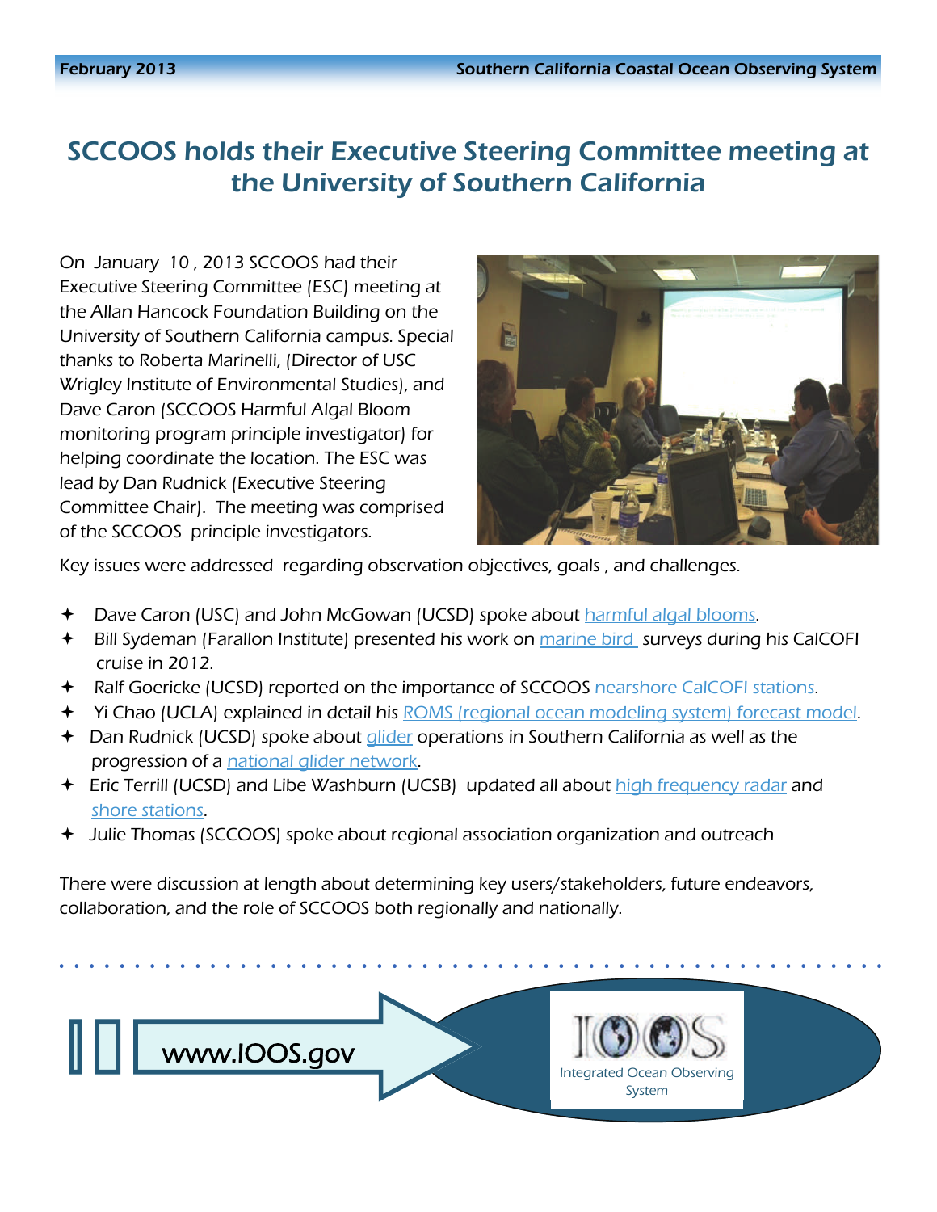# SCCOOS holds their Executive Steering Committee meeting at the University of Southern California

On January 10, 2013 SCCOOS had their Executive Steering Committee (ESC) meeting at the Allan Hancock Foundation Building on the University of Southern California campus. Special thanks to Roberta Marinelli, (Director of USC Wrigley Institute of Environmental Studies), and Dave Caron (SCCOOS Harmful Algal Bloom monitoring program principle investigator) for helping coordinate the location. The ESC was lead by Dan Rudnick (Executive Steering Committee Chair). The meeting was comprised of the SCCOOS principle investigators.

Key issues were addressed regarding observation objectives, goals, and challenges.

- Dave Caron (USC) and John McGowan (UCSD) spoke about harmful algal blooms.
- Bill Sydeman (Farallon Institute) presented his work on marine bird surveys during his CalCOFI cruise in 2012.
- Ralf Goericke (UCSD) reported on the importance of SCCOOS nearshore CalCOFI stations.
- Yi Chao (UCLA) explained in detail his ROMS (regional ocean modeling system) forecast model.
- Dan Rudnick (UCSD) spoke about glider operations in Southern California as well as the progression of a national glider network.
- Eric Terrill (UCSD) and Libe Washburn (UCSB) updated all about high frequency radar and shore stations.
- Julie Thomas (SCCOOS) spoke about regional association organization and outreach

There were discussion at length about determining key users/stakeholders, future endeavors, collaboration, and the role of SCCOOS both regionally and nationally.

www.IOOS.gov

IOOS Integrated Ocean Observing System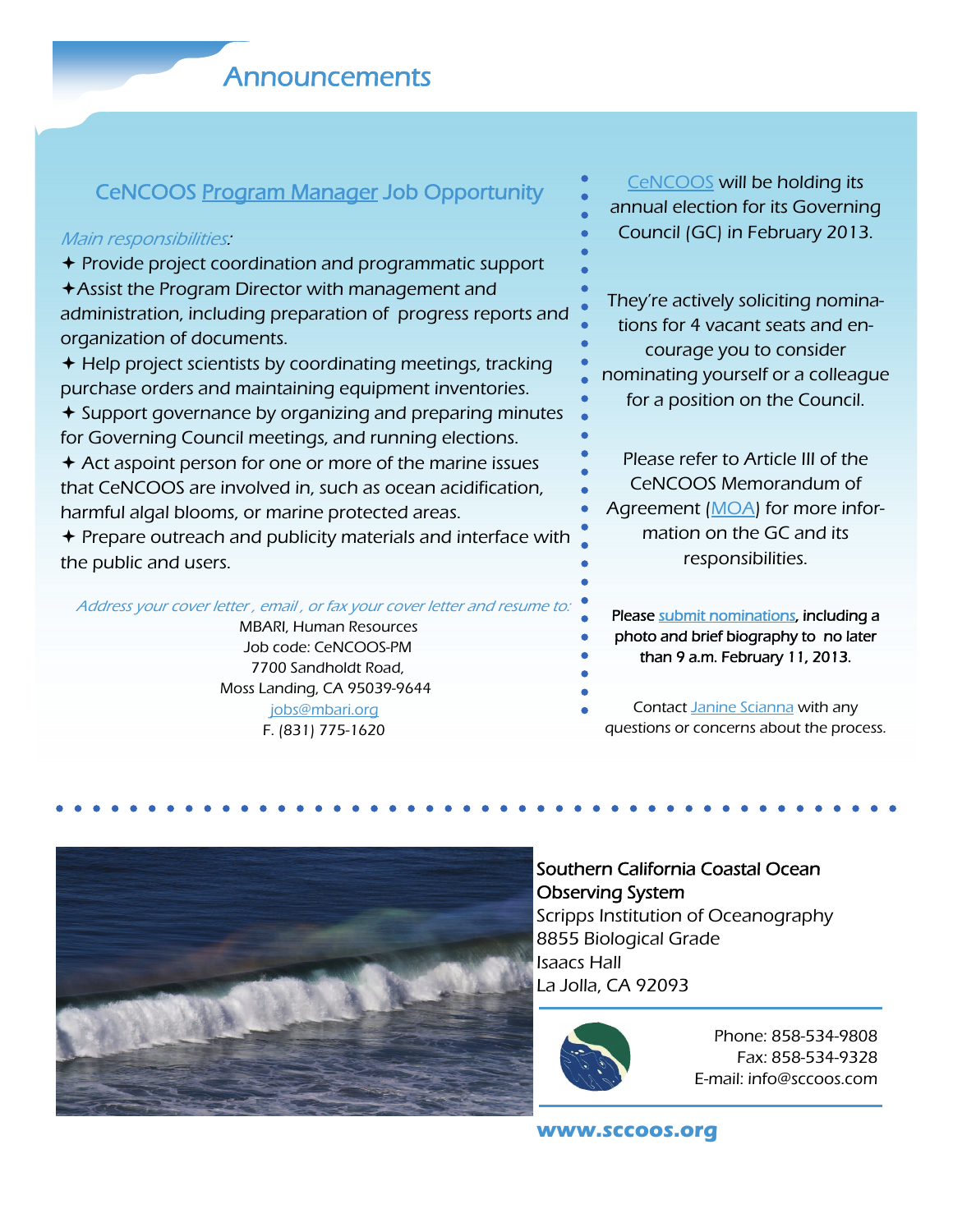## Announcements

### CeNCOOS Program Manager Job Opportunity

*Main responsibilities*:

✦ Provide project coordination and programmatic support

✦Assist the Program Director with management and administration, including preparation of progress reports and organization of documents.

✦ Help project scientists by coordinating meetings, tracking purchase orders and maintaining equipment inventories.

✦ Support governance by organizing and preparing minutes for Governing Council meetings, and running elections.

✦ Act aspoint person for one or more of the marine issues that CeNCOOS are involved in, such as ocean acidification, harmful algal blooms, or marine protected areas.

✦ Prepare outreach and publicity materials and interface with the public and users.

*Address your cover letter , email , or fax your cover letter and resume to:*

MBARI, Human Resources
Job code: CeNCOOS-PM
7700 Sandholdt Road,
Moss Landing, CA 95039-9644
jobs@mbari.org
F. (831) 775-1620

CeNCOOS will be holding its annual election for its Governing Council (GC) in February 2013.

They're actively soliciting nominations for 4 vacant seats and encourage you to consider nominating yourself or a colleague for a position on the Council.

Please refer to Article III of the CeNCOOS Memorandum of Agreement (MOA) for more information on the GC and its responsibilities.

Please submit nominations, including a photo and brief biography to no later than 9 a.m. February 11, 2013.

Contact Janine Scianna with any questions or concerns about the process.

Southern California Coastal Ocean Observing System
Scripps Institution of Oceanography
8855 Biological Grade
Isaacs Hall
La Jolla, CA 92093

Phone: 858-534-9808
Fax: 858-534-9328
E-mail: info@sccoos.com

**www.sccoos.org**